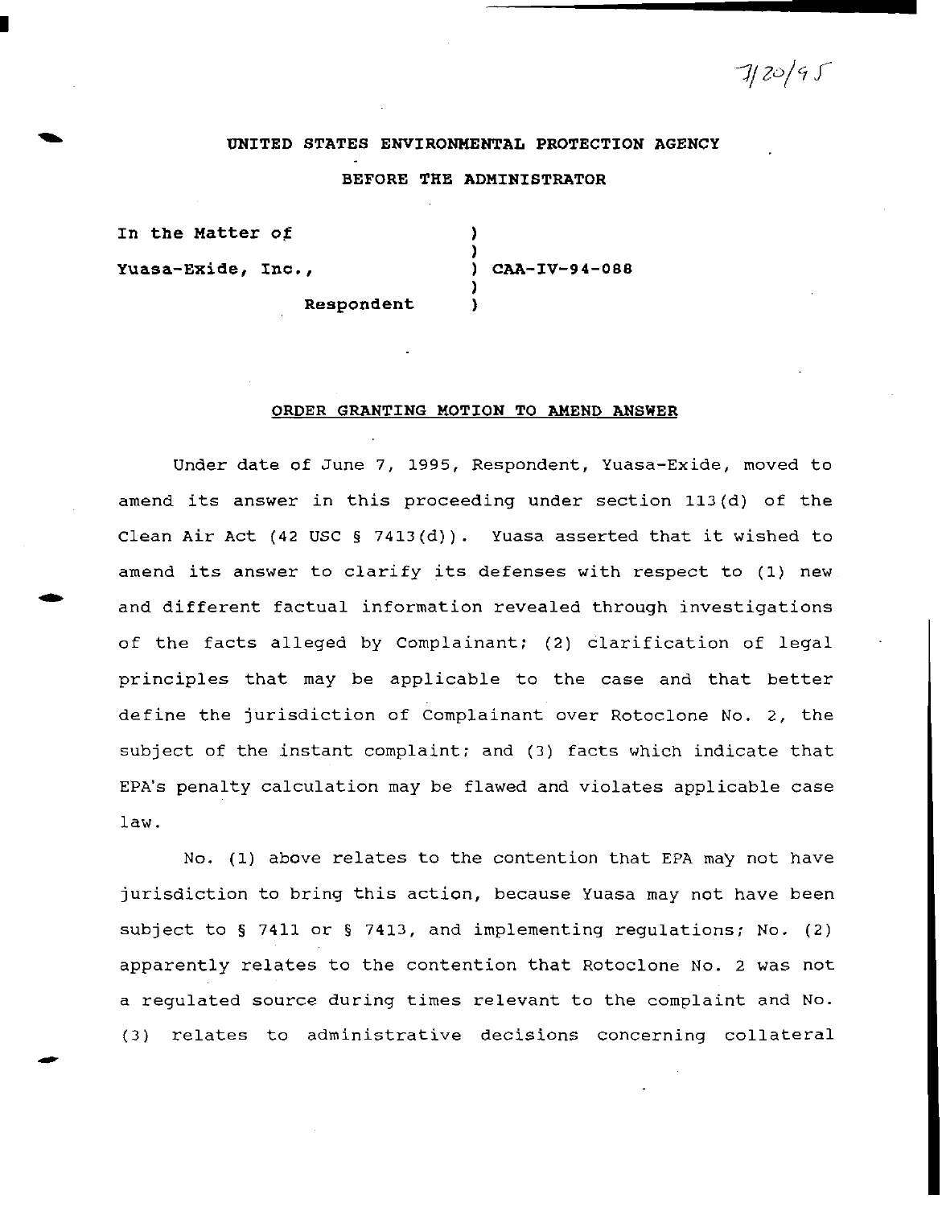7/20/95

**UNITED STATES ENVIRONMENTAL PROTECTION AGENCY**

**BEFORE THE ADMINISTRATOR**

In the Matter of )
)
Yuasa-Exide, Inc., ) CAA-IV-94-088
)
Respondent )

**ORDER GRANTING MOTION TO AMEND ANSWER**

Under date of June 7, 1995, Respondent, Yuasa-Exide, moved to amend its answer in this proceeding under section 113(d) of the Clean Air Act (42 USC § 7413(d)). Yuasa asserted that it wished to amend its answer to clarify its defenses with respect to (1) new and different factual information revealed through investigations of the facts alleged by Complainant; (2) clarification of legal principles that may be applicable to the case and that better define the jurisdiction of Complainant over Rotoclone No. 2, the subject of the instant complaint; and (3) facts which indicate that EPA's penalty calculation may be flawed and violates applicable case law.

No. (1) above relates to the contention that EPA may not have jurisdiction to bring this action, because Yuasa may not have been subject to § 7411 or § 7413, and implementing regulations; No. (2) apparently relates to the contention that Rotoclone No. 2 was not a regulated source during times relevant to the complaint and No. (3) relates to administrative decisions concerning collateral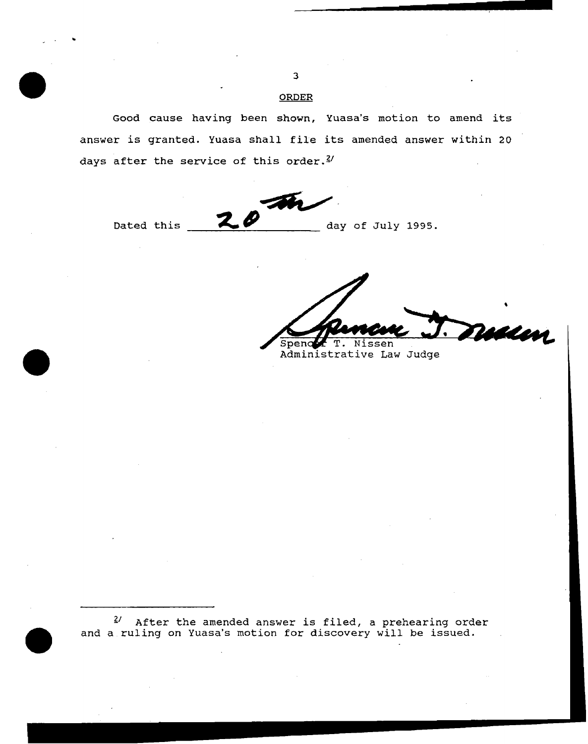## ORDER

Good cause having been shown, Yuasa's motion to amend its answer is granted. Yuasa shall file its amended answer within 20 days after the service of this order.[2]

Dated this 20th day of July 1995.

Spencer T. Nissen
Administrative Law Judge

---

[2] After the amended answer is filed, a prehearing order and a ruling on Yuasa's motion for discovery will be issued.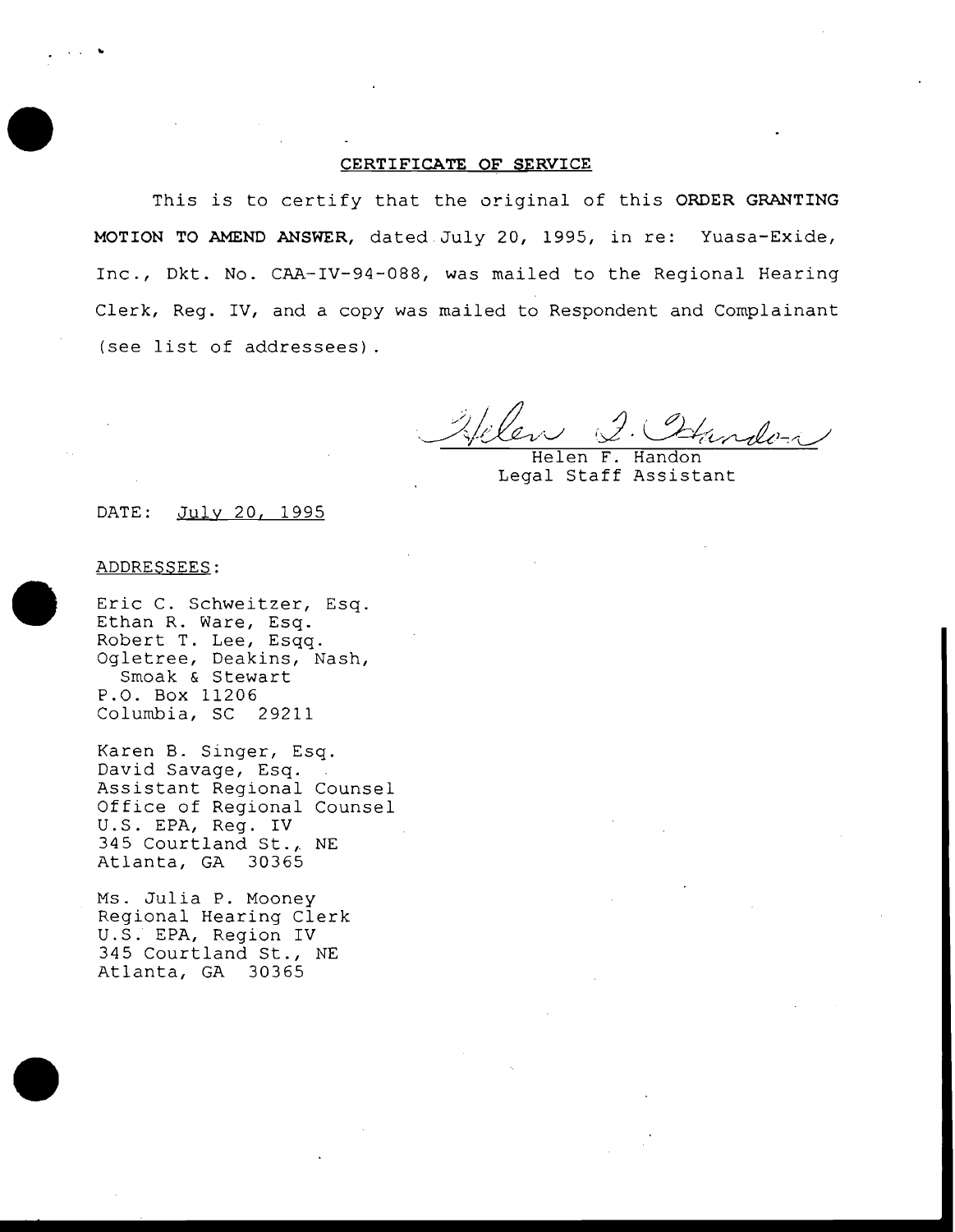## CERTIFICATE OF SERVICE

This is to certify that the original of this **ORDER GRANTING MOTION TO AMEND ANSWER,** dated July 20, 1995, in re: Yuasa-Exide, Inc., Dkt. No. CAA-IV-94-088, was mailed to the Regional Hearing Clerk, Reg. IV, and a copy was mailed to Respondent and Complainant (see list of addressees).

Helen F. Handon
Legal Staff Assistant

DATE: July 20, 1995

ADDRESSEES:

Eric C. Schweitzer, Esq.
Ethan R. Ware, Esq.
Robert T. Lee, Esqq.
Ogletree, Deakins, Nash,
Smoak & Stewart
P.O. Box 11206
Columbia, SC 29211

Karen B. Singer, Esq.
David Savage, Esq.
Assistant Regional Counsel
Office of Regional Counsel
U.S. EPA, Reg. IV
345 Courtland St., NE
Atlanta, GA 30365

Ms. Julia P. Mooney
Regional Hearing Clerk
U.S. EPA, Region IV
345 Courtland St., NE
Atlanta, GA 30365